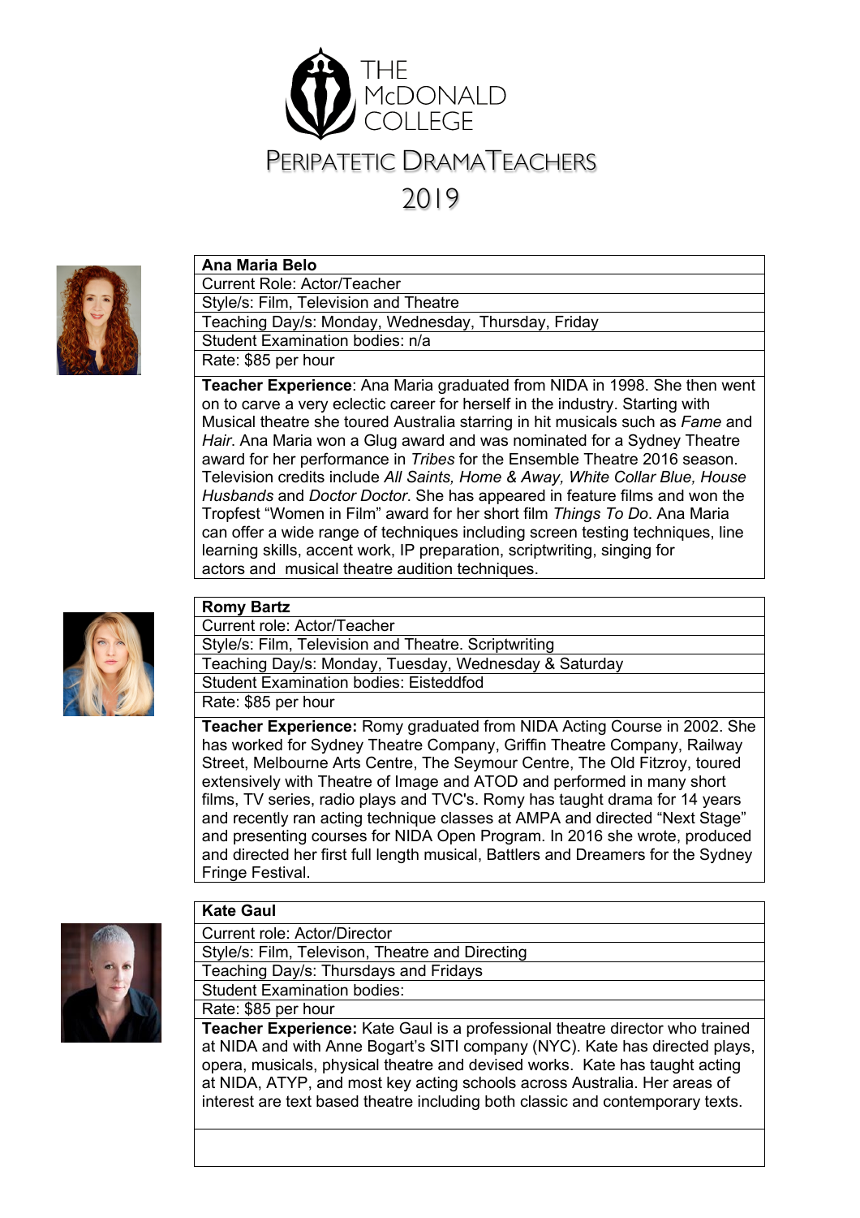# THE McDONALD COLLEGE

## PERIPATETIC DRAMATEACHERS

## 2019

**Ana Maria Belo**

Current Role: Actor/Teacher

Style/s: Film, Television and Theatre

Teaching Day/s: Monday, Wednesday, Thursday, Friday

Student Examination bodies: n/a

Rate: $85 per hour

**Teacher Experience**: Ana Maria graduated from NIDA in 1998. She then went on to carve a very eclectic career for herself in the industry. Starting with Musical theatre she toured Australia starring in hit musicals such as *Fame* and *Hair*. Ana Maria won a Glug award and was nominated for a Sydney Theatre award for her performance in *Tribes* for the Ensemble Theatre 2016 season. Television credits include *All Saints, Home & Away, White Collar Blue, House Husbands* and *Doctor Doctor*. She has appeared in feature films and won the Tropfest "Women in Film" award for her short film *Things To Do*. Ana Maria can offer a wide range of techniques including screen testing techniques, line learning skills, accent work, IP preparation, scriptwriting, singing for actors and musical theatre audition techniques.

**Romy Bartz**

Current role: Actor/Teacher

Style/s: Film, Television and Theatre. Scriptwriting

Teaching Day/s: Monday, Tuesday, Wednesday & Saturday

Student Examination bodies: Eisteddfod

Rate: $85 per hour

**Teacher Experience:** Romy graduated from NIDA Acting Course in 2002. She has worked for Sydney Theatre Company, Griffin Theatre Company, Railway Street, Melbourne Arts Centre, The Seymour Centre, The Old Fitzroy, toured extensively with Theatre of Image and ATOD and performed in many short films, TV series, radio plays and TVC's. Romy has taught drama for 14 years and recently ran acting technique classes at AMPA and directed "Next Stage" and presenting courses for NIDA Open Program. In 2016 she wrote, produced and directed her first full length musical, Battlers and Dreamers for the Sydney Fringe Festival.

**Kate Gaul**

Current role: Actor/Director

Style/s: Film, Televison, Theatre and Directing

Teaching Day/s: Thursdays and Fridays

Student Examination bodies:

Rate: $85 per hour

**Teacher Experience:** Kate Gaul is a professional theatre director who trained at NIDA and with Anne Bogart's SITI company (NYC). Kate has directed plays, opera, musicals, physical theatre and devised works. Kate has taught acting at NIDA, ATYP, and most key acting schools across Australia. Her areas of interest are text based theatre including both classic and contemporary texts.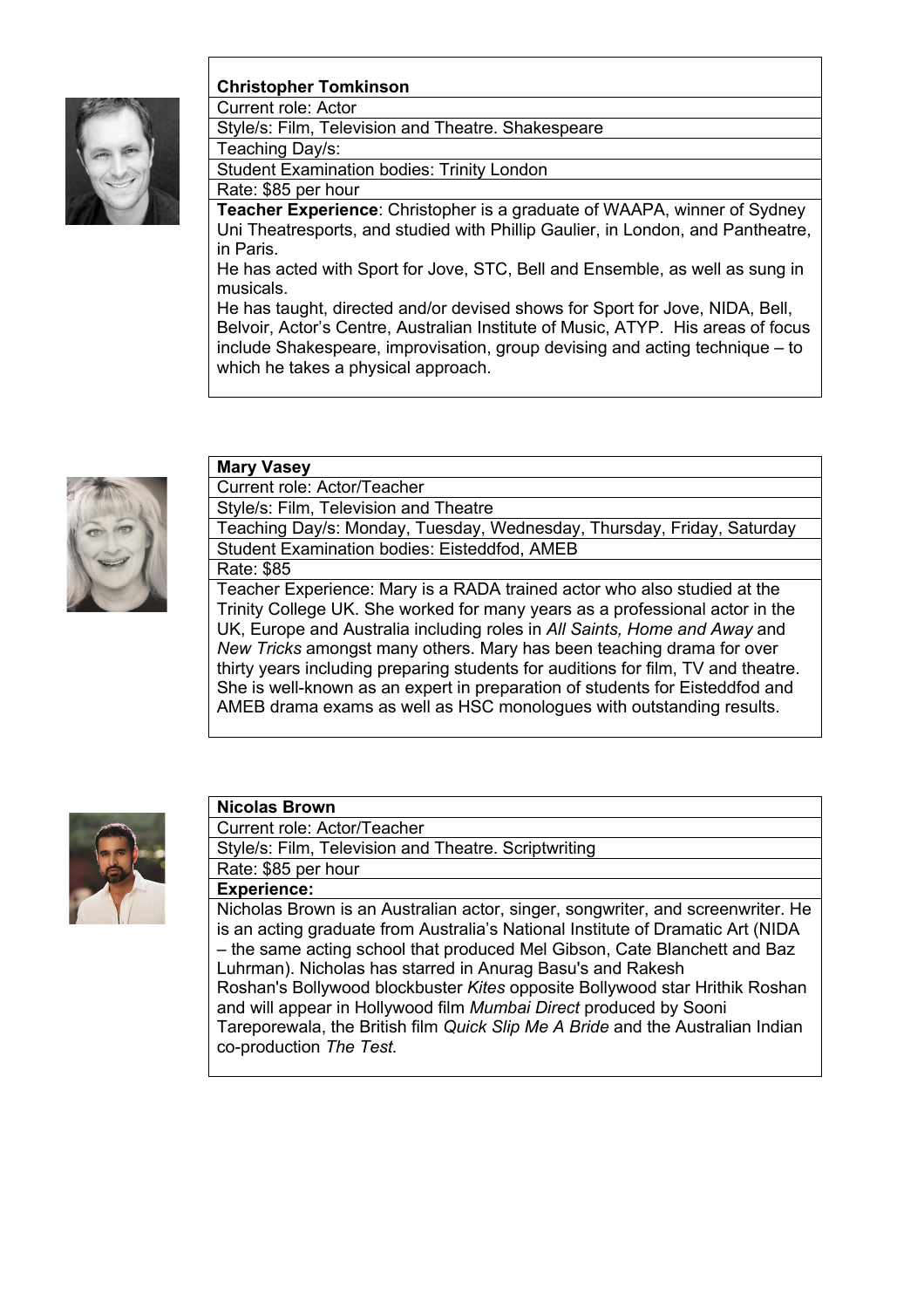**Christopher Tomkinson**

Current role: Actor

Style/s: Film, Television and Theatre. Shakespeare

Teaching Day/s:

Student Examination bodies: Trinity London

Rate: $85 per hour

**Teacher Experience**: Christopher is a graduate of WAAPA, winner of Sydney Uni Theatresports, and studied with Phillip Gaulier, in London, and Pantheatre, in Paris.

He has acted with Sport for Jove, STC, Bell and Ensemble, as well as sung in musicals.

He has taught, directed and/or devised shows for Sport for Jove, NIDA, Bell, Belvoir, Actor's Centre, Australian Institute of Music, ATYP. His areas of focus include Shakespeare, improvisation, group devising and acting technique – to which he takes a physical approach.

**Mary Vasey**

Current role: Actor/Teacher

Style/s: Film, Television and Theatre

Teaching Day/s: Monday, Tuesday, Wednesday, Thursday, Friday, Saturday

Student Examination bodies: Eisteddfod, AMEB

Rate: $85

Teacher Experience: Mary is a RADA trained actor who also studied at the Trinity College UK. She worked for many years as a professional actor in the UK, Europe and Australia including roles in *All Saints, Home and Away* and *New Tricks* amongst many others. Mary has been teaching drama for over thirty years including preparing students for auditions for film, TV and theatre. She is well-known as an expert in preparation of students for Eisteddfod and AMEB drama exams as well as HSC monologues with outstanding results.

**Nicolas Brown**

Current role: Actor/Teacher

Style/s: Film, Television and Theatre. Scriptwriting

Rate: $85 per hour

**Experience:**

Nicholas Brown is an Australian actor, singer, songwriter, and screenwriter. He is an acting graduate from Australia's National Institute of Dramatic Art (NIDA – the same acting school that produced Mel Gibson, Cate Blanchett and Baz Luhrman). Nicholas has starred in Anurag Basu's and Rakesh Roshan's Bollywood blockbuster *Kites* opposite Bollywood star Hrithik Roshan and will appear in Hollywood film *Mumbai Direct* produced by Sooni Tareporewala, the British film *Quick Slip Me A Bride* and the Australian Indian co-production *The Test.*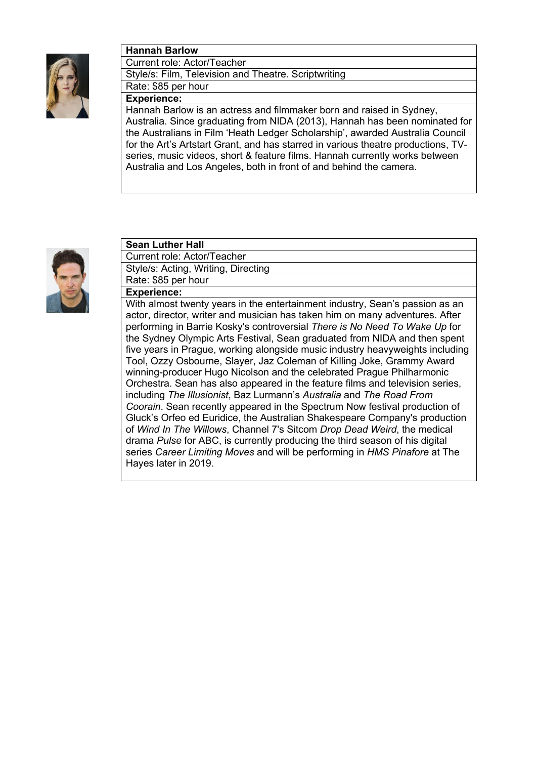| **Hannah Barlow** |
|---|
| Current role: Actor/Teacher |
| Style/s: Film, Television and Theatre. Scriptwriting |
| Rate: $85 per hour |
| **Experience:** |
| Hannah Barlow is an actress and filmmaker born and raised in Sydney, Australia. Since graduating from NIDA (2013), Hannah has been nominated for the Australians in Film 'Heath Ledger Scholarship', awarded Australia Council for the Art's Artstart Grant, and has starred in various theatre productions, TV-series, music videos, short & feature films. Hannah currently works between Australia and Los Angeles, both in front of and behind the camera. |

| **Sean Luther Hall** |
|---|
| Current role: Actor/Teacher |
| Style/s: Acting, Writing, Directing |
| Rate: $85 per hour |
| **Experience:** |
| With almost twenty years in the entertainment industry, Sean's passion as an actor, director, writer and musician has taken him on many adventures. After performing in Barrie Kosky's controversial *There is No Need To Wake Up* for the Sydney Olympic Arts Festival, Sean graduated from NIDA and then spent five years in Prague, working alongside music industry heavyweights including Tool, Ozzy Osbourne, Slayer, Jaz Coleman of Killing Joke, Grammy Award winning-producer Hugo Nicolson and the celebrated Prague Philharmonic Orchestra. Sean has also appeared in the feature films and television series, including *The Illusionist*, Baz Lurmann's *Australia* and *The Road From Coorain*. Sean recently appeared in the Spectrum Now festival production of Gluck's Orfeo ed Euridice, the Australian Shakespeare Company's production of *Wind In The Willows*, Channel 7's Sitcom *Drop Dead Weird*, the medical drama *Pulse* for ABC, is currently producing the third season of his digital series *Career Limiting Moves* and will be performing in *HMS Pinafore* at The Hayes later in 2019. |